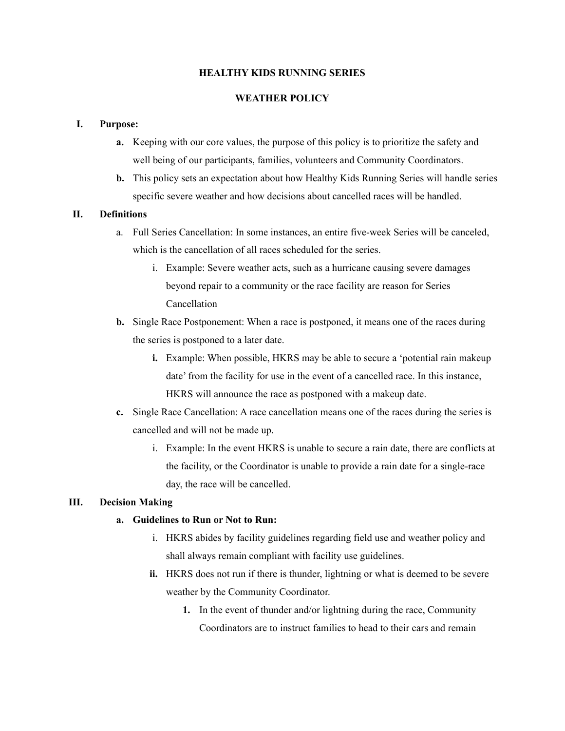**HEALTHY KIDS RUNNING SERIES**

**WEATHER POLICY**

**I. Purpose:**

**a.** Keeping with our core values, the purpose of this policy is to prioritize the safety and well being of our participants, families, volunteers and Community Coordinators.

**b.** This policy sets an expectation about how Healthy Kids Running Series will handle series specific severe weather and how decisions about cancelled races will be handled.

**II. Definitions**

a. Full Series Cancellation: In some instances, an entire five-week Series will be canceled, which is the cancellation of all races scheduled for the series.

i. Example: Severe weather acts, such as a hurricane causing severe damages beyond repair to a community or the race facility are reason for Series Cancellation

**b.** Single Race Postponement: When a race is postponed, it means one of the races during the series is postponed to a later date.

**i.** Example: When possible, HKRS may be able to secure a 'potential rain makeup date' from the facility for use in the event of a cancelled race. In this instance, HKRS will announce the race as postponed with a makeup date.

**c.** Single Race Cancellation: A race cancellation means one of the races during the series is cancelled and will not be made up.

i. Example: In the event HKRS is unable to secure a rain date, there are conflicts at the facility, or the Coordinator is unable to provide a rain date for a single-race day, the race will be cancelled.

**III. Decision Making**

**a. Guidelines to Run or Not to Run:**

i. HKRS abides by facility guidelines regarding field use and weather policy and shall always remain compliant with facility use guidelines.

**ii.** HKRS does not run if there is thunder, lightning or what is deemed to be severe weather by the Community Coordinator.

**1.** In the event of thunder and/or lightning during the race, Community Coordinators are to instruct families to head to their cars and remain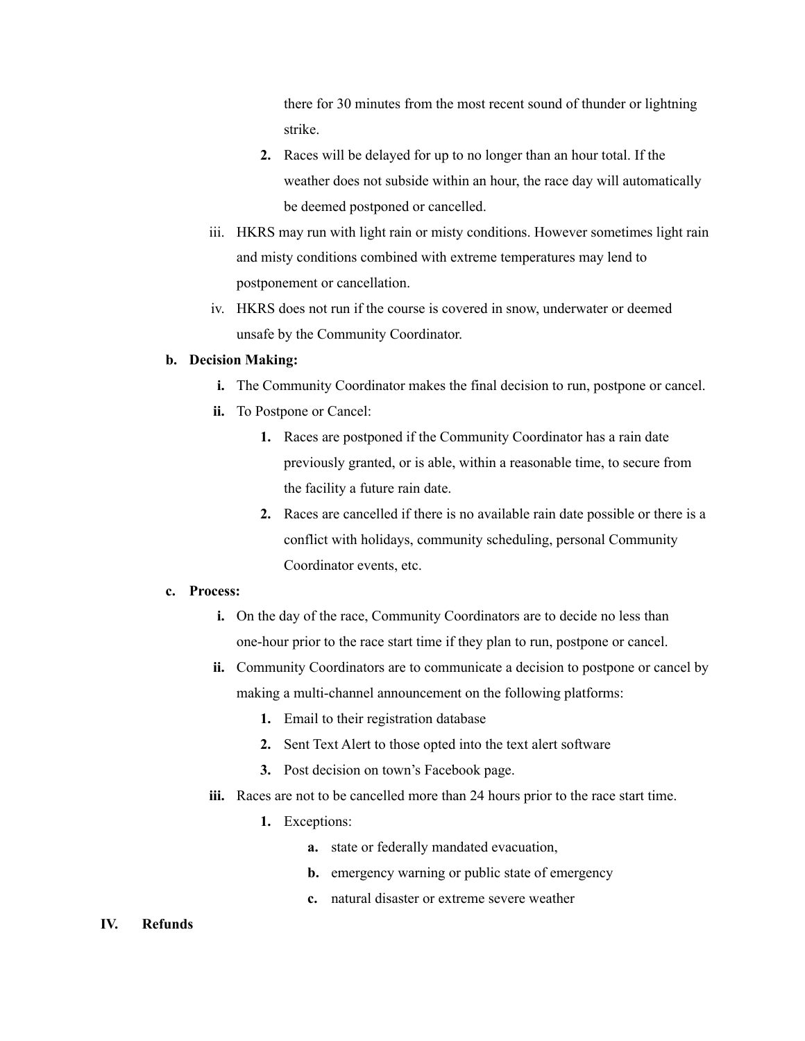there for 30 minutes from the most recent sound of thunder or lightning strike.

2. Races will be delayed for up to no longer than an hour total. If the weather does not subside within an hour, the race day will automatically be deemed postponed or cancelled.

iii. HKRS may run with light rain or misty conditions. However sometimes light rain and misty conditions combined with extreme temperatures may lend to postponement or cancellation.

iv. HKRS does not run if the course is covered in snow, underwater or deemed unsafe by the Community Coordinator.

**b. Decision Making:**

- **i.** The Community Coordinator makes the final decision to run, postpone or cancel.
- **ii.** To Postpone or Cancel:
  1. Races are postponed if the Community Coordinator has a rain date previously granted, or is able, within a reasonable time, to secure from the facility a future rain date.
  2. Races are cancelled if there is no available rain date possible or there is a conflict with holidays, community scheduling, personal Community Coordinator events, etc.

**c. Process:**

- **i.** On the day of the race, Community Coordinators are to decide no less than one-hour prior to the race start time if they plan to run, postpone or cancel.
- **ii.** Community Coordinators are to communicate a decision to postpone or cancel by making a multi-channel announcement on the following platforms:
  1. Email to their registration database
  2. Sent Text Alert to those opted into the text alert software
  3. Post decision on town's Facebook page.
- **iii.** Races are not to be cancelled more than 24 hours prior to the race start time.
  1. Exceptions:
     - **a.** state or federally mandated evacuation,
     - **b.** emergency warning or public state of emergency
     - **c.** natural disaster or extreme severe weather

## IV. Refunds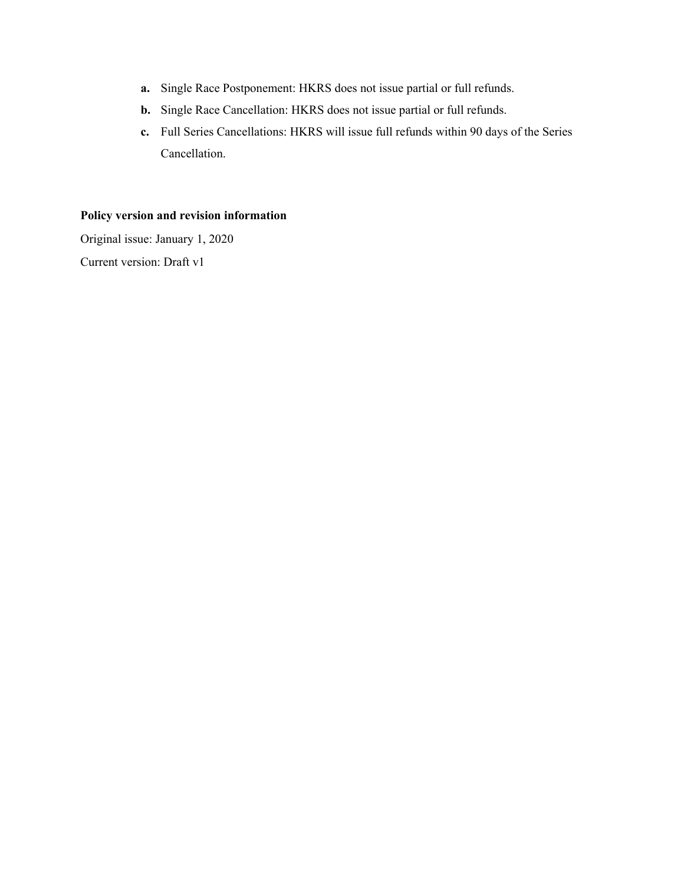a. Single Race Postponement: HKRS does not issue partial or full refunds.
b. Single Race Cancellation: HKRS does not issue partial or full refunds.
c. Full Series Cancellations: HKRS will issue full refunds within 90 days of the Series Cancellation.

**Policy version and revision information**

Original issue: January 1, 2020

Current version: Draft v1